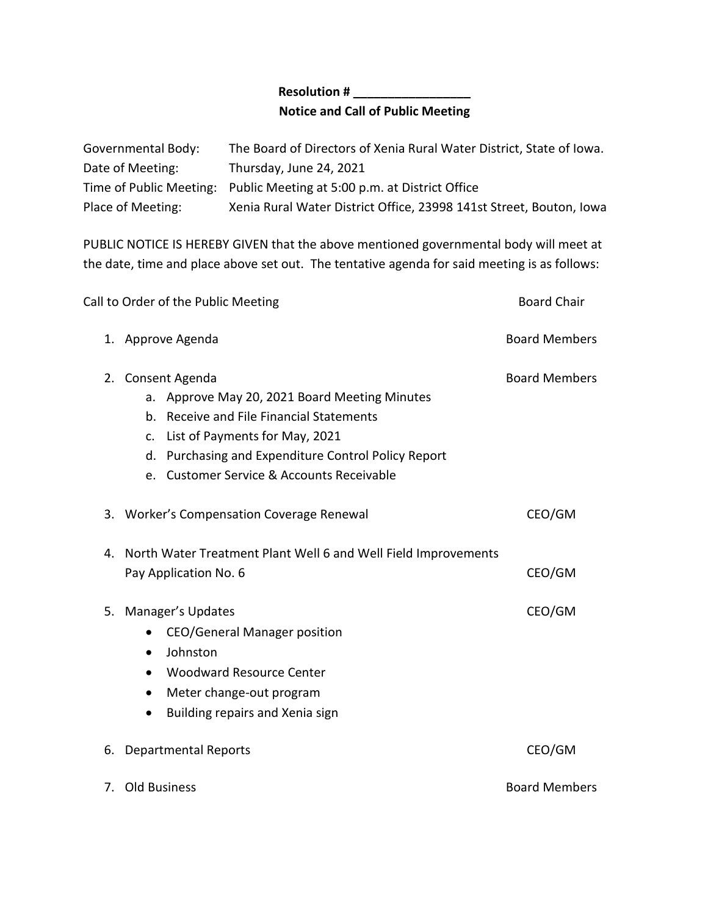**Resolution # _________________**

**Notice and Call of Public Meeting**

| | |
|---|---|
| Governmental Body: | The Board of Directors of Xenia Rural Water District, State of Iowa. |
| Date of Meeting: | Thursday, June 24, 2021 |
| Time of Public Meeting: | Public Meeting at 5:00 p.m. at District Office |
| Place of Meeting: | Xenia Rural Water District Office, 23998 141st Street, Bouton, Iowa |

PUBLIC NOTICE IS HEREBY GIVEN that the above mentioned governmental body will meet at the date, time and place above set out. The tentative agenda for said meeting is as follows:

Call to Order of the Public Meeting — Board Chair

1. Approve Agenda — Board Members

2. Consent Agenda — Board Members
   a. Approve May 20, 2021 Board Meeting Minutes
   b. Receive and File Financial Statements
   c. List of Payments for May, 2021
   d. Purchasing and Expenditure Control Policy Report
   e. Customer Service & Accounts Receivable

3. Worker's Compensation Coverage Renewal — CEO/GM

4. North Water Treatment Plant Well 6 and Well Field Improvements Pay Application No. 6 — CEO/GM

5. Manager's Updates — CEO/GM
   - CEO/General Manager position
   - Johnston
   - Woodward Resource Center
   - Meter change-out program
   - Building repairs and Xenia sign

6. Departmental Reports — CEO/GM

7. Old Business — Board Members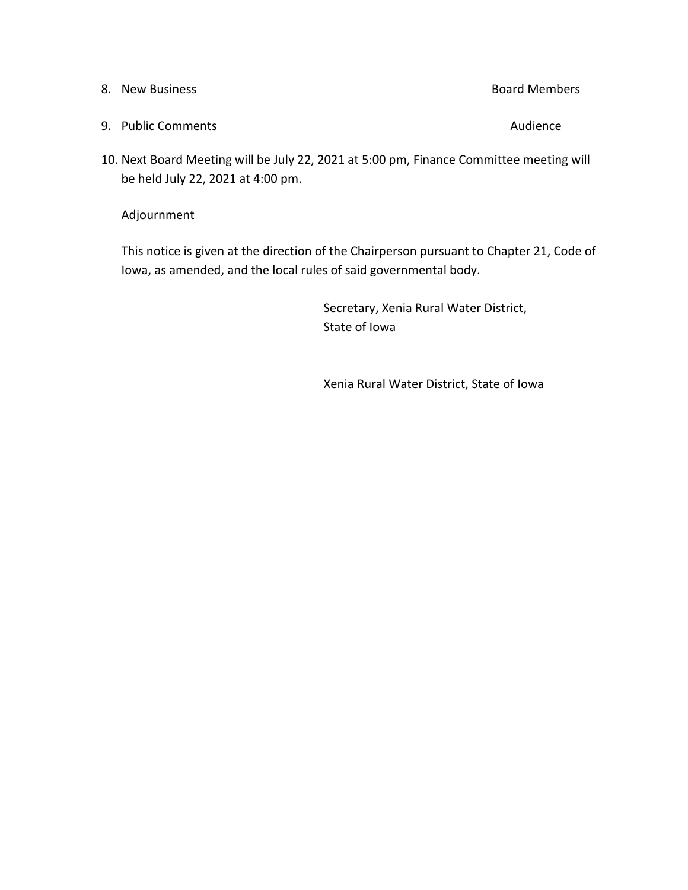8. New Business                                                                                    Board Members

9. Public Comments                                                                                  Audience

10. Next Board Meeting will be July 22, 2021 at 5:00 pm, Finance Committee meeting will be held July 22, 2021 at 4:00 pm.

    Adjournment

    This notice is given at the direction of the Chairperson pursuant to Chapter 21, Code of Iowa, as amended, and the local rules of said governmental body.

Secretary, Xenia Rural Water District,
State of Iowa

\_\_\_\_\_\_\_\_\_\_\_\_\_\_\_\_\_\_\_\_\_\_\_\_\_\_\_\_\_\_\_\_\_\_\_\_\_\_\_\_

Xenia Rural Water District, State of Iowa